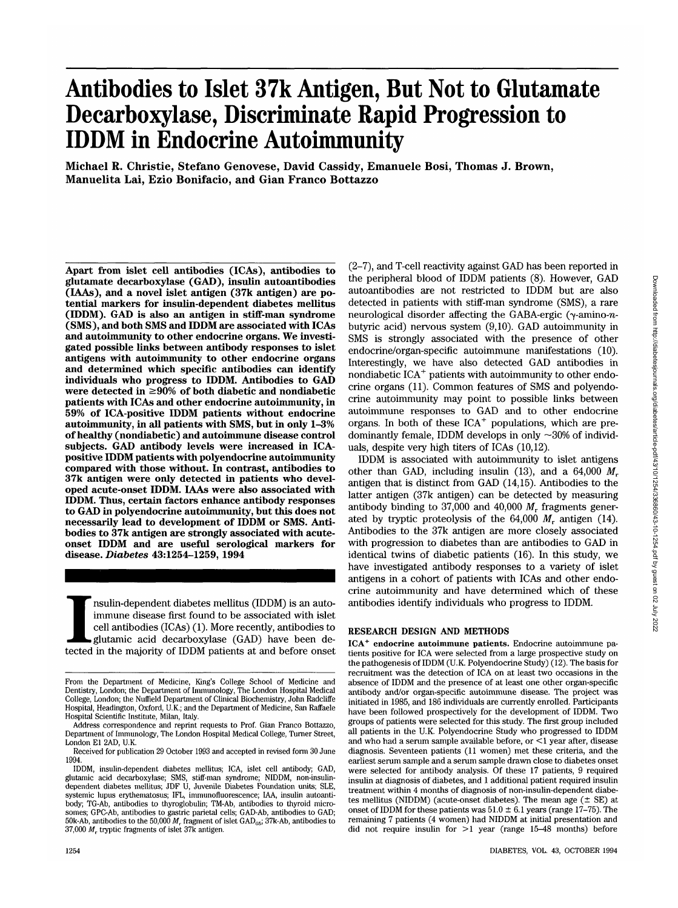# Antibodies to Islet 37k Antigen, But Not to Glutamate Decarboxylase, Discriminate Rapid Progression to IDDM in Endocrine Autoimmunity

**Michael R. Christie, Stefano Genovese, David Cassidy, Emanuele Bosi, Thomas J. Brown, Manuelita Lai, Ezio Bonifacio, and Gian Franco Bottazzo**

**Apart from islet cell antibodies (ICAs), antibodies to glutamate decarboxylase (GAD), insulin autoantibodies (IAAs), and a novel islet antigen (37k antigen) are potential markers for insulin-dependent diabetes mellitus (IDDM). GAD is also an antigen in stiff-man syndrome (SMS), and both SMS and IDDM are associated with ICAs and autoimmunity to other endocrine organs. We investigated possible links between antibody responses to islet antigens with autoimmunity to other endocrine organs and determined which specific antibodies can identify individuals who progress to IDDM. Antibodies to GAD were detected in ≥90% of both diabetic and nondiabetic patients with ICAs and other endocrine autoimmunity, in 59% of ICA-positive IDDM patients without endocrine autoimmunity, in all patients with SMS, but in only 1–3% of healthy (nondiabetic) and autoimmune disease control subjects. GAD antibody levels were increased in ICA-positive IDDM patients with polyendocrine autoimmunity compared with those without. In contrast, antibodies to 37k antigen were only detected in patients who developed acute-onset IDDM. IAAs were also associated with IDDM. Thus, certain factors enhance antibody responses to GAD in polyendocrine autoimmunity, but this does not necessarily lead to development of IDDM or SMS. Antibodies to 37k antigen are strongly associated with acute-onset IDDM and are useful serological markers for disease.** *Diabetes* 43:1254–1259, 1994

Insulin-dependent diabetes mellitus (IDDM) is an autoimmune disease first found to be associated with islet cell antibodies (ICAs) (1). More recently, antibodies to glutamic acid decarboxylase (GAD) have been detected in the majority of IDDM patients at and before onset (2–7), and T-cell reactivity against GAD has been reported in the peripheral blood of IDDM patients (8). However, GAD autoantibodies are not restricted to IDDM but are also detected in patients with stiff-man syndrome (SMS), a rare neurological disorder affecting the GABA-ergic (γ-amino-*n*-butyric acid) nervous system (9,10). GAD autoimmunity in SMS is strongly associated with the presence of other endocrine/organ-specific autoimmune manifestations (10). Interestingly, we have also detected GAD antibodies in nondiabetic ICA⁺ patients with autoimmunity to other endocrine organs (11). Common features of SMS and polyendocrine autoimmunity may point to possible links between autoimmune responses to GAD and to other endocrine organs. In both of these ICA⁺ populations, which are predominantly female, IDDM develops in only ~30% of individuals, despite very high titers of ICAs (10,12).

IDDM is associated with autoimmunity to islet antigens other than GAD, including insulin (13), and a 64,000 $M_r$ antigen that is distinct from GAD (14,15). Antibodies to the latter antigen (37k antigen) can be detected by measuring antibody binding to 37,000 and 40,000 $M_r$ fragments generated by tryptic proteolysis of the 64,000 $M_r$ antigen (14). Antibodies to the 37k antigen are more closely associated with progression to diabetes than are antibodies to GAD in identical twins of diabetic patients (16). In this study, we have investigated antibody responses to a variety of islet antigens in a cohort of patients with ICAs and other endocrine autoimmunity and have determined which of these antibodies identify individuals who progress to IDDM.

## RESEARCH DESIGN AND METHODS

**ICA⁺ endocrine autoimmune patients.** Endocrine autoimmune patients positive for ICA were selected from a large prospective study on the pathogenesis of IDDM (U.K. Polyendocrine Study) (12). The basis for recruitment was the detection of ICA on at least two occasions in the absence of IDDM and the presence of at least one other organ-specific antibody and/or organ-specific autoimmune disease. The project was initiated in 1985, and 186 individuals are currently enrolled. Participants have been followed prospectively for the development of IDDM. Two groups of patients were selected for this study. The first group included all patients in the U.K. Polyendocrine Study who progressed to IDDM and who had a serum sample available before, or <1 year after, disease diagnosis. Seventeen patients (11 women) met these criteria, and the earliest serum sample and a serum sample drawn close to diabetes onset were selected for antibody analysis. Of these 17 patients, 9 required insulin at diagnosis of diabetes, and 1 additional patient required insulin treatment within 4 months of diagnosis of non-insulin-dependent diabetes mellitus (NIDDM) (acute-onset diabetes). The mean age (± SE) at onset of IDDM for these patients was 51.0 ± 6.1 years (range 17–75). The remaining 7 patients (4 women) had NIDDM at initial presentation and did not require insulin for >1 year (range 15–48 months) before

From the Department of Medicine, King's College School of Medicine and Dentistry, London; the Department of Immunology, The London Hospital Medical College, London; the Nuffield Department of Clinical Biochemistry, John Radcliffe Hospital, Headington, Oxford, U.K.; and the Department of Medicine, San Raffaele Hospital Scientific Institute, Milan, Italy.

Address correspondence and reprint requests to Prof. Gian Franco Bottazzo, Department of Immunology, The London Hospital Medical College, Turner Street, London E1 2AD, U.K.

Received for publication 29 October 1993 and accepted in revised form 30 June 1994.

IDDM, insulin-dependent diabetes mellitus; ICA, islet cell antibody; GAD, glutamic acid decarboxylase; SMS, stiff-man syndrome; NIDDM, non-insulin-dependent diabetes mellitus; JDF U, Juvenile Diabetes Foundation units; SLE, systemic lupus erythematosus; IFL, immunofluorescence; IAA, insulin autoantibody; TG-Ab, antibodies to thyroglobulin; TM-Ab, antibodies to thyroid microsomes; GPC-Ab, antibodies to gastric parietal cells; GAD-Ab, antibodies to GAD; 50k-Ab, antibodies to the 50,000 $M_r$ fragment of islet $GAD_{65}$; 37k-Ab, antibodies to 37,000 $M_r$ tryptic fragments of islet 37k antigen.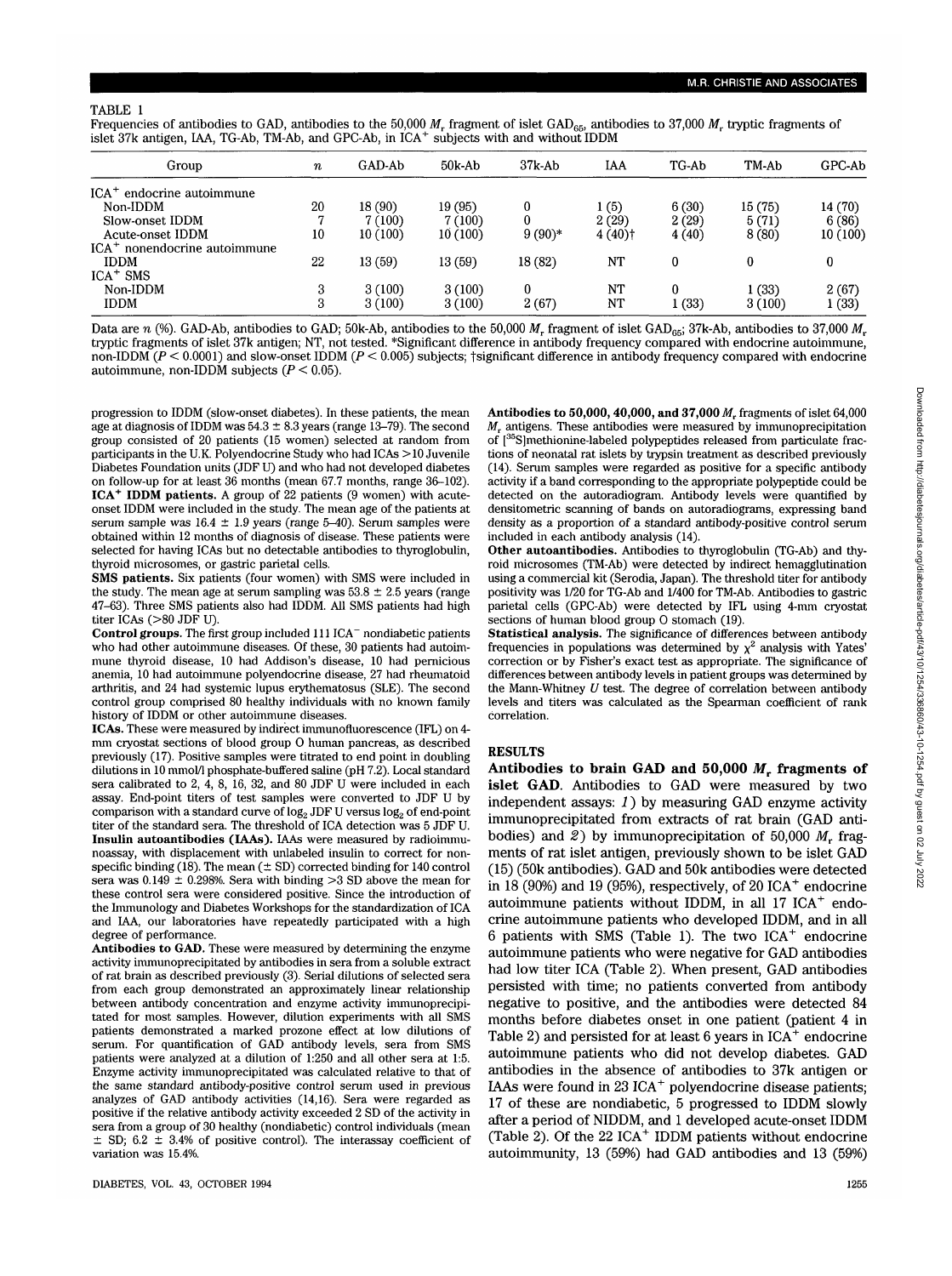TABLE 1

Frequencies of antibodies to GAD, antibodies to the 50,000 $M_r$ fragment of islet $GAD_{65}$, antibodies to 37,000 $M_r$ tryptic fragments of islet 37k antigen, IAA, TG-Ab, TM-Ab, and GPC-Ab, in ICA$^+$ subjects with and without IDDM

| Group | $n$ | GAD-Ab | 50k-Ab | 37k-Ab | IAA | TG-Ab | TM-Ab | GPC-Ab |
|---|---|---|---|---|---|---|---|---|
| ICA$^+$ endocrine autoimmune | | | | | | | | |
| Non-IDDM | 20 | 18 (90) | 19 (95) | 0 | 1 (5) | 6 (30) | 15 (75) | 14 (70) |
| Slow-onset IDDM | 7 | 7 (100) | 7 (100) | 0 | 2 (29) | 2 (29) | 5 (71) | 6 (86) |
| Acute-onset IDDM | 10 | 10 (100) | 10 (100) | 9 (90)* | 4 (40)† | 4 (40) | 8 (80) | 10 (100) |
| ICA$^+$ nonendocrine autoimmune | | | | | | | | |
| IDDM | 22 | 13 (59) | 13 (59) | 18 (82) | NT | 0 | 0 | 0 |
| ICA$^+$ SMS | | | | | | | | |
| Non-IDDM | 3 | 3 (100) | 3 (100) | 0 | NT | 0 | 1 (33) | 2 (67) |
| IDDM | 3 | 3 (100) | 3 (100) | 2 (67) | NT | 1 (33) | 3 (100) | 1 (33) |

Data are $n$ (%). GAD-Ab, antibodies to GAD; 50k-Ab, antibodies to the 50,000 $M_r$ fragment of islet $GAD_{65}$; 37k-Ab, antibodies to 37,000 $M_r$ tryptic fragments of islet 37k antigen; NT, not tested. *Significant difference in antibody frequency compared with endocrine autoimmune, non-IDDM ($P < 0.0001$) and slow-onset IDDM ($P < 0.005$) subjects; †significant difference in antibody frequency compared with endocrine autoimmune, non-IDDM subjects ($P < 0.05$).

progression to IDDM (slow-onset diabetes). In these patients, the mean age at diagnosis of IDDM was 54.3 ± 8.3 years (range 13–79). The second group consisted of 20 patients (15 women) selected at random from participants in the U.K. Polyendocrine Study who had ICAs >10 Juvenile Diabetes Foundation units (JDF U) and who had not developed diabetes on follow-up for at least 36 months (mean 67.7 months, range 36–102).

**ICA$^+$ IDDM patients.** A group of 22 patients (9 women) with acute-onset IDDM were included in the study. The mean age of the patients at serum sample was 16.4 ± 1.9 years (range 5–40). Serum samples were obtained within 12 months of diagnosis of disease. These patients were selected for having ICAs but no detectable antibodies to thyroglobulin, thyroid microsomes, or gastric parietal cells.

**SMS patients.** Six patients (four women) with SMS were included in the study. The mean age at serum sampling was 53.8 ± 2.5 years (range 47–63). Three SMS patients also had IDDM. All SMS patients had high titer ICAs (>80 JDF U).

**Control groups.** The first group included 111 ICA$^-$ nondiabetic patients who had other autoimmune diseases. Of these, 30 patients had autoimmune thyroid disease, 10 had Addison's disease, 10 had pernicious anemia, 10 had autoimmune polyendocrine disease, 27 had rheumatoid arthritis, and 24 had systemic lupus erythematosus (SLE). The second control group comprised 80 healthy individuals with no known family history of IDDM or other autoimmune diseases.

**ICAs.** These were measured by indirect immunofluorescence (IFL) on 4-mm cryostat sections of blood group O human pancreas, as described previously (17). Positive samples were titrated to end point in doubling dilutions in 10 mmol/l phosphate-buffered saline (pH 7.2). Local standard sera calibrated to 2, 4, 8, 16, 32, and 80 JDF U were included in each assay. End-point titers of test samples were converted to JDF U by comparison with a standard curve of $\log_2$ JDF U versus $\log_2$ of end-point titer of the standard sera. The threshold of ICA detection was 5 JDF U.

**Insulin autoantibodies (IAAs).** IAAs were measured by radioimmunoassay, with displacement with unlabeled insulin to correct for nonspecific binding (18). The mean (± SD) corrected binding for 140 control sera was 0.149 ± 0.298%. Sera with binding >3 SD above the mean for these control sera were considered positive. Since the introduction of the Immunology and Diabetes Workshops for the standardization of ICA and IAA, our laboratories have repeatedly participated with a high degree of performance.

**Antibodies to GAD.** These were measured by determining the enzyme activity immunoprecipitated by antibodies in sera from a soluble extract of rat brain as described previously (3). Serial dilutions of selected sera from each group demonstrated an approximately linear relationship between antibody concentration and enzyme activity immunoprecipitated for most samples. However, dilution experiments with all SMS patients demonstrated a marked prozone effect at low dilutions of serum. For quantification of GAD antibody levels, sera from SMS patients were analyzed at a dilution of 1:250 and all other sera at 1:5. Enzyme activity immunoprecipitated was calculated relative to that of the same standard antibody-positive control serum used in previous analyzes of GAD antibody activities (14,16). Sera were regarded as positive if the relative antibody activity exceeded 2 SD of the activity in sera from a group of 30 healthy (nondiabetic) control individuals (mean ± SD; 6.2 ± 3.4% of positive control). The interassay coefficient of variation was 15.4%.

**Antibodies to 50,000, 40,000, and 37,000 $M_r$ fragments of islet 64,000 $M_r$ antigens.** These antibodies were measured by immunoprecipitation of [$^{35}$S]methionine-labeled polypeptides released from particulate fractions of neonatal rat islets by trypsin treatment as described previously (14). Serum samples were regarded as positive for a specific antibody activity if a band corresponding to the appropriate polypeptide could be detected on the autoradiogram. Antibody levels were quantified by densitometric scanning of bands on autoradiograms, expressing band density as a proportion of a standard antibody-positive control serum included in each antibody analysis (14).

**Other autoantibodies.** Antibodies to thyroglobulin (TG-Ab) and thyroid microsomes (TM-Ab) were detected by indirect hemagglutination using a commercial kit (Serodia, Japan). The threshold titer for antibody positivity was 1/20 for TG-Ab and 1/400 for TM-Ab. Antibodies to gastric parietal cells (GPC-Ab) were detected by IFL using 4-mm cryostat sections of human blood group O stomach (19).

**Statistical analysis.** The significance of differences between antibody frequencies in populations was determined by $\chi^2$ analysis with Yates' correction or by Fisher's exact test as appropriate. The significance of differences between antibody levels in patient groups was determined by the Mann-Whitney $U$ test. The degree of correlation between antibody levels and titers was calculated as the Spearman coefficient of rank correlation.

## RESULTS

**Antibodies to brain GAD and 50,000 $M_r$ fragments of islet GAD.** Antibodies to GAD were measured by two independent assays: *1*) by measuring GAD enzyme activity immunoprecipitated from extracts of rat brain (GAD antibodies) and *2*) by immunoprecipitation of 50,000 $M_r$ fragments of rat islet antigen, previously shown to be islet GAD (15) (50k antibodies). GAD and 50k antibodies were detected in 18 (90%) and 19 (95%), respectively, of 20 ICA$^+$ endocrine autoimmune patients without IDDM, in all 17 ICA$^+$ endocrine autoimmune patients who developed IDDM, and in all 6 patients with SMS (Table 1). The two ICA$^+$ endocrine autoimmune patients who were negative for GAD antibodies had low titer ICA (Table 2). When present, GAD antibodies persisted with time; no patients converted from antibody negative to positive, and the antibodies were detected 84 months before diabetes onset in one patient (patient 4 in Table 2) and persisted for at least 6 years in ICA$^+$ endocrine autoimmune patients who did not develop diabetes. GAD antibodies in the absence of antibodies to 37k antigen or IAAs were found in 23 ICA$^+$ polyendocrine disease patients; 17 of these are nondiabetic, 5 progressed to IDDM slowly after a period of NIDDM, and 1 developed acute-onset IDDM (Table 2). Of the 22 ICA$^+$ IDDM patients without endocrine autoimmunity, 13 (59%) had GAD antibodies and 13 (59%)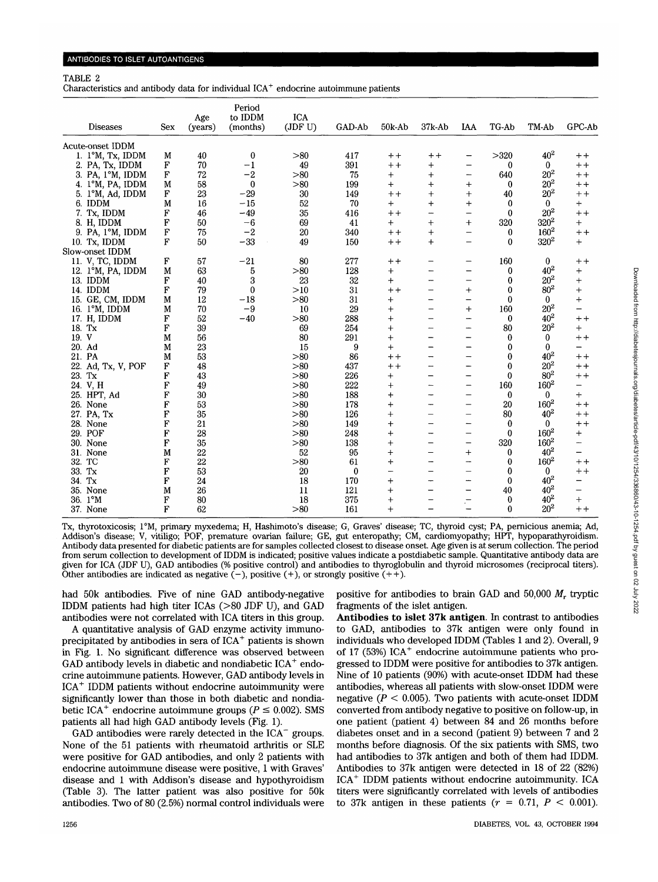TABLE 2

Characteristics and antibody data for individual ICA$^+$ endocrine autoimmune patients

| Diseases | Sex | Age (years) | Period to IDDM (months) | ICA (JDF U) | GAD-Ab | 50k-Ab | 37k-Ab | IAA | TG-Ab | TM-Ab | GPC-Ab |
|---|---|---|---|---|---|---|---|---|---|---|---|
| Acute-onset IDDM | | | | | | | | | | | |
| 1. 1°M, Tx, IDDM | M | 40 | 0 | >80 | 417 | ++ | ++ | − | >320 | $40^2$ | ++ |
| 2. PA, Tx, IDDM | F | 70 | −1 | 49 | 391 | ++ | + | − | 0 | 0 | ++ |
| 3. PA, 1°M, IDDM | F | 72 | −2 | >80 | 75 | + | + | − | 640 | $20^2$ | ++ |
| 4. 1°M, PA, IDDM | M | 58 | 0 | >80 | 199 | + | + | + | 0 | $20^2$ | ++ |
| 5. 1°M, Ad, IDDM | F | 23 | −29 | 30 | 149 | ++ | + | + | 40 | $20^2$ | ++ |
| 6. IDDM | M | 16 | −15 | 52 | 70 | + | + | + | 0 | 0 | + |
| 7. Tx, IDDM | F | 46 | −49 | 35 | 416 | ++ | − | − | 0 | $20^2$ | ++ |
| 8. H, IDDM | F | 50 | −6 | 69 | 41 | + | + | + | 320 | $320^2$ | + |
| 9. PA, 1°M, IDDM | F | 75 | −2 | 20 | 340 | ++ | + | − | 0 | $160^2$ | ++ |
| 10. Tx, IDDM | F | 50 | −33 | 49 | 150 | ++ | + | − | 0 | $320^2$ | + |
| Slow-onset IDDM | | | | | | | | | | | |
| 11. V, TC, IDDM | F | 57 | −21 | 80 | 277 | ++ | − | − | 160 | 0 | ++ |
| 12. 1°M, PA, IDDM | M | 63 | 5 | >80 | 128 | + | − | − | 0 | $40^2$ | + |
| 13. IDDM | F | 40 | 3 | 23 | 32 | + | − | − | 0 | $20^2$ | + |
| 14. IDDM | F | 79 | 0 | >10 | 31 | ++ | − | + | 0 | $80^2$ | + |
| 15. GE, CM, IDDM | M | 12 | −18 | >80 | 31 | + | − | − | 0 | 0 | + |
| 16. 1°M, IDDM | M | 70 | −9 | 10 | 29 | + | − | + | 160 | $20^2$ | − |
| 17. H, IDDM | F | 52 | −40 | >80 | 288 | + | − | − | 0 | $40^2$ | ++ |
| 18. Tx | F | 39 | | 69 | 254 | + | − | − | 80 | $20^2$ | + |
| 19. V | M | 56 | | 80 | 291 | + | − | − | 0 | 0 | ++ |
| 20. Ad | M | 23 | | 15 | 9 | + | − | − | 0 | 0 | − |
| 21. PA | M | 53 | | >80 | 86 | ++ | − | − | 0 | $40^2$ | ++ |
| 22. Ad, Tx, V, POF | F | 48 | | >80 | 437 | ++ | − | − | 0 | $20^2$ | ++ |
| 23. Tx | F | 43 | | >80 | 226 | + | − | − | 0 | $80^2$ | ++ |
| 24. V, H | F | 49 | | >80 | 222 | + | − | − | 160 | $160^2$ | − |
| 25. HPT, Ad | F | 30 | | >80 | 188 | + | − | − | 0 | 0 | + |
| 26. None | F | 53 | | >80 | 178 | + | − | − | 20 | $160^2$ | ++ |
| 27. PA, Tx | F | 35 | | >80 | 126 | + | − | − | 80 | $40^2$ | ++ |
| 28. None | F | 21 | | >80 | 149 | + | − | − | 0 | 0 | ++ |
| 29. POF | F | 28 | | >80 | 248 | + | − | − | 0 | $160^2$ | + |
| 30. None | F | 35 | | >80 | 138 | + | − | − | 320 | $160^2$ | − |
| 31. None | M | 22 | | 52 | 95 | + | − | + | 0 | $40^2$ | − |
| 32. TC | F | 22 | | >80 | 61 | + | − | − | 0 | $160^2$ | ++ |
| 33. Tx | F | 53 | | 20 | 0 | − | − | − | 0 | 0 | ++ |
| 34. Tx | F | 24 | | 18 | 170 | + | − | − | 0 | $40^2$ | − |
| 35. None | M | 26 | | 11 | 121 | + | − | − | 40 | $40^2$ | − |
| 36. 1°M | F | 80 | | 18 | 375 | + | − | − | 0 | $40^2$ | + |
| 37. None | F | 62 | | >80 | 161 | + | − | − | 0 | $20^2$ | ++ |

Tx, thyrotoxicosis; 1°M, primary myxedema; H, Hashimoto's disease; G, Graves' disease; TC, thyroid cyst; PA, pernicious anemia; Ad, Addison's disease; V, vitiligo; POF, premature ovarian failure; GE, gut enteropathy; CM, cardiomyopathy; HPT, hypoparathyroidism. Antibody data presented for diabetic patients are for samples collected closest to disease onset. Age given is at serum collection. The period from serum collection to development of IDDM is indicated; positive values indicate a postdiabetic sample. Quantitative antibody data are given for ICA (JDF U), GAD antibodies (% positive control) and antibodies to thyroglobulin and thyroid microsomes (reciprocal titers). Other antibodies are indicated as negative (−), positive (+), or strongly positive (++).

had 50k antibodies. Five of nine GAD antibody-negative IDDM patients had high titer ICAs (>80 JDF U), and GAD antibodies were not correlated with ICA titers in this group.

A quantitative analysis of GAD enzyme activity immunoprecipitated by antibodies in sera of ICA$^+$ patients is shown in Fig. 1. No significant difference was observed between GAD antibody levels in diabetic and nondiabetic ICA$^+$ endocrine autoimmune patients. However, GAD antibody levels in ICA$^+$ IDDM patients without endocrine autoimmunity were significantly lower than those in both diabetic and nondiabetic ICA$^+$ endocrine autoimmune groups ($P \leq 0.002$). SMS patients all had high GAD antibody levels (Fig. 1).

GAD antibodies were rarely detected in the ICA$^-$ groups. None of the 51 patients with rheumatoid arthritis or SLE were positive for GAD antibodies, and only 2 patients with endocrine autoimmune disease were positive, 1 with Graves' disease and 1 with Addison's disease and hypothyroidism (Table 3). The latter patient was also positive for 50k antibodies. Two of 80 (2.5%) normal control individuals were positive for antibodies to brain GAD and 50,000 $M_r$ tryptic fragments of the islet antigen.

**Antibodies to islet 37k antigen**. In contrast to antibodies to GAD, antibodies to 37k antigen were only found in individuals who developed IDDM (Tables 1 and 2). Overall, 9 of 17 (53%) ICA$^+$ endocrine autoimmune patients who progressed to IDDM were positive for antibodies to 37k antigen. Nine of 10 patients (90%) with acute-onset IDDM had these antibodies, whereas all patients with slow-onset IDDM were negative ($P < 0.005$). Two patients with acute-onset IDDM converted from antibody negative to positive on follow-up, in one patient (patient 4) between 84 and 26 months before diabetes onset and in a second (patient 9) between 7 and 2 months before diagnosis. Of the six patients with SMS, two had antibodies to 37k antigen and both of them had IDDM. Antibodies to 37k antigen were detected in 18 of 22 (82%) ICA$^+$ IDDM patients without endocrine autoimmunity. ICA titers were significantly correlated with levels of antibodies to 37k antigen in these patients ($r = 0.71$, $P < 0.001$).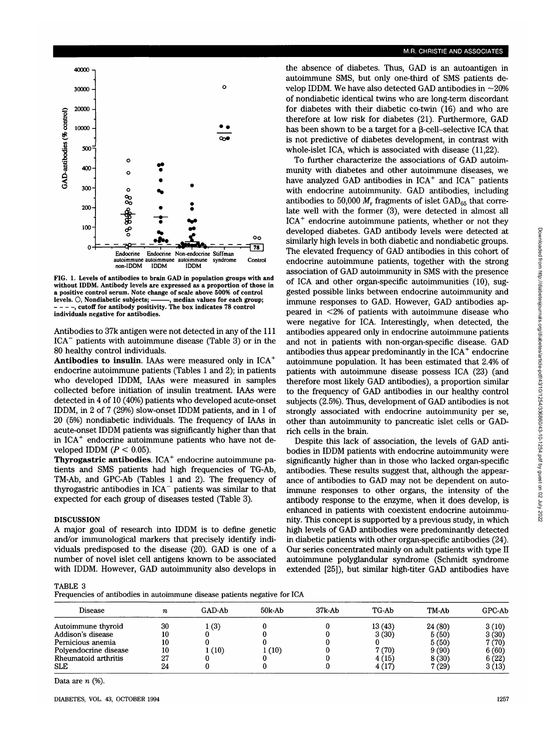40000
30000
20000
10000
500
400
300
200
100
0

GAD-antibodies (% control)

78

Endocrine autoimmune non-IDDM

Endocrine autoimmune IDDM

Non-endocrine autoimmune IDDM

Stiffman syndrome

Control

FIG. 1. Levels of antibodies to brain GAD in population groups with and without IDDM. Antibody levels are expressed as a proportion of those in a positive control serum. Note change of scale above 500% of control levels. ○, Nondiabetic subjects; ——, median values for each group; - - - -, cutoff for antibody positivity. The box indicates 78 control individuals negative for antibodies.

Antibodies to 37k antigen were not detected in any of the 111 ICA$^-$ patients with autoimmune disease (Table 3) or in the 80 healthy control individuals.

**Antibodies to insulin.** IAAs were measured only in ICA$^+$ endocrine autoimmune patients (Tables 1 and 2); in patients who developed IDDM, IAAs were measured in samples collected before initiation of insulin treatment. IAAs were detected in 4 of 10 (40%) patients who developed acute-onset IDDM, in 2 of 7 (29%) slow-onset IDDM patients, and in 1 of 20 (5%) nondiabetic individuals. The frequency of IAAs in acute-onset IDDM patients was significantly higher than that in ICA$^+$ endocrine autoimmune patients who have not developed IDDM ($P < 0.05$).

**Thyrogastric antibodies.** ICA$^+$ endocrine autoimmune patients and SMS patients had high frequencies of TG-Ab, TM-Ab, and GPC-Ab (Tables 1 and 2). The frequency of thyrogastric antibodies in ICA$^-$ patients was similar to that expected for each group of diseases tested (Table 3).

## DISCUSSION

A major goal of research into IDDM is to define genetic and/or immunological markers that precisely identify individuals predisposed to the disease (20). GAD is one of a number of novel islet cell antigens known to be associated with IDDM. However, GAD autoimmunity also develops in the absence of diabetes. Thus, GAD is an autoantigen in autoimmune SMS, but only one-third of SMS patients develop IDDM. We have also detected GAD antibodies in ~20% of nondiabetic identical twins who are long-term discordant for diabetes with their diabetic co-twin (16) and who are therefore at low risk for diabetes (21). Furthermore, GAD has been shown to be a target for a β-cell–selective ICA that is not predictive of diabetes development, in contrast with whole-islet ICA, which is associated with disease (11,22).

To further characterize the associations of GAD autoimmunity with diabetes and other autoimmune diseases, we have analyzed GAD antibodies in ICA$^+$ and ICA$^-$ patients with endocrine autoimmunity. GAD antibodies, including antibodies to 50,000 $M_r$ fragments of islet $GAD_{65}$ that correlate well with the former (3), were detected in almost all ICA$^+$ endocrine autoimmune patients, whether or not they developed diabetes. GAD antibody levels were detected at similarly high levels in both diabetic and nondiabetic groups. The elevated frequency of GAD antibodies in this cohort of endocrine autoimmune patients, together with the strong association of GAD autoimmunity in SMS with the presence of ICA and other organ-specific autoimmunities (10), suggested possible links between endocrine autoimmunity and immune responses to GAD. However, GAD antibodies appeared in <2% of patients with autoimmune disease who were negative for ICA. Interestingly, when detected, the antibodies appeared only in endocrine autoimmune patients and not in patients with non-organ-specific disease. GAD antibodies thus appear predominantly in the ICA$^+$ endocrine autoimmune population. It has been estimated that 2.4% of patients with autoimmune disease possess ICA (23) (and therefore most likely GAD antibodies), a proportion similar to the frequency of GAD antibodies in our healthy control subjects (2.5%). Thus, development of GAD antibodies is not strongly associated with endocrine autoimmunity per se, other than autoimmunity to pancreatic islet cells or GAD-rich cells in the brain.

Despite this lack of association, the levels of GAD antibodies in IDDM patients with endocrine autoimmunity were significantly higher than in those who lacked organ-specific antibodies. These results suggest that, although the appearance of antibodies to GAD may not be dependent on autoimmune responses to other organs, the intensity of the antibody response to the enzyme, when it does develop, is enhanced in patients with coexistent endocrine autoimmunity. This concept is supported by a previous study, in which high levels of GAD antibodies were predominantly detected in diabetic patients with other organ-specific antibodies (24). Our series concentrated mainly on adult patients with type II autoimmune polyglandular syndrome (Schmidt syndrome extended [25]), but similar high-titer GAD antibodies have

TABLE 3
Frequencies of antibodies in autoimmune disease patients negative for ICA

| Disease | $n$ | GAD-Ab | 50k-Ab | 37k-Ab | TG-Ab | TM-Ab | GPC-Ab |
|---|---|---|---|---|---|---|---|
| Autoimmune thyroid | 30 | 1 (3) | 0 | 0 | 13 (43) | 24 (80) | 3 (10) |
| Addison's disease | 10 | 0 | 0 | 0 | 3 (30) | 5 (50) | 3 (30) |
| Pernicious anemia | 10 | 0 | 0 | 0 | 0 | 5 (50) | 7 (70) |
| Polyendocrine disease | 10 | 1 (10) | 1 (10) | 0 | 7 (70) | 9 (90) | 6 (60) |
| Rheumatoid arthritis | 27 | 0 | 0 | 0 | 4 (15) | 8 (30) | 6 (22) |
| SLE | 24 | 0 | 0 | 0 | 4 (17) | 7 (29) | 3 (13) |

Data are $n$ (%).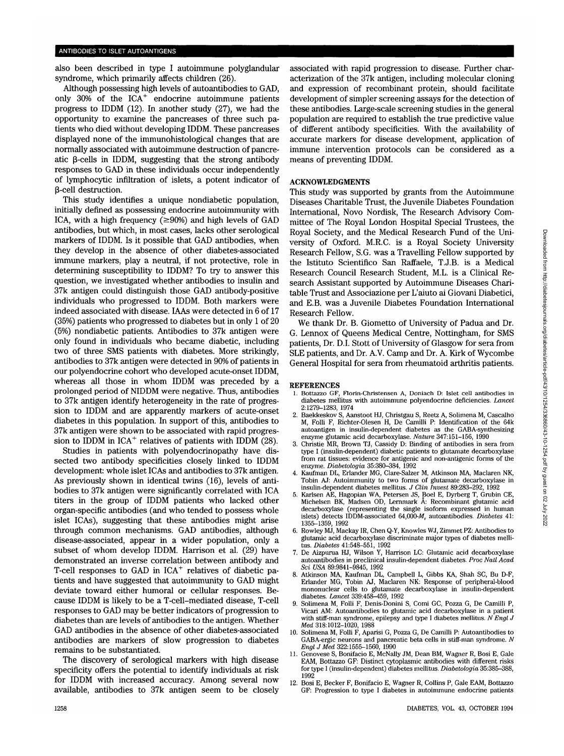also been described in type I autoimmune polyglandular syndrome, which primarily affects children (26).

Although possessing high levels of autoantibodies to GAD, only 30% of the ICA$^+$ endocrine autoimmune patients progress to IDDM (12). In another study (27), we had the opportunity to examine the pancreases of three such patients who died without developing IDDM. These pancreases displayed none of the immunohistological changes that are normally associated with autoimmune destruction of pancreatic β-cells in IDDM, suggesting that the strong antibody responses to GAD in these individuals occur independently of lymphocytic infiltration of islets, a potent indicator of β-cell destruction.

This study identifies a unique nondiabetic population, initially defined as possessing endocrine autoimmunity with ICA, with a high frequency (≥90%) and high levels of GAD antibodies, but which, in most cases, lacks other serological markers of IDDM. Is it possible that GAD antibodies, when they develop in the absence of other diabetes-associated immune markers, play a neutral, if not protective, role in determining susceptibility to IDDM? To try to answer this question, we investigated whether antibodies to insulin and 37k antigen could distinguish those GAD antibody-positive individuals who progressed to IDDM. Both markers were indeed associated with disease. IAAs were detected in 6 of 17 (35%) patients who progressed to diabetes but in only 1 of 20 (5%) nondiabetic patients. Antibodies to 37k antigen were only found in individuals who became diabetic, including two of three SMS patients with diabetes. More strikingly, antibodies to 37k antigen were detected in 90% of patients in our polyendocrine cohort who developed acute-onset IDDM, whereas all those in whom IDDM was preceded by a prolonged period of NIDDM were negative. Thus, antibodies to 37k antigen identify heterogeneity in the rate of progression to IDDM and are apparently markers of acute-onset diabetes in this population. In support of this, antibodies to 37k antigen were shown to be associated with rapid progression to IDDM in ICA$^+$ relatives of patients with IDDM (28).

Studies in patients with polyendocrinopathy have dissected two antibody specificities closely linked to IDDM development: whole islet ICAs and antibodies to 37k antigen. As previously shown in identical twins (16), levels of antibodies to 37k antigen were significantly correlated with ICA titers in the group of IDDM patients who lacked other organ-specific antibodies (and who tended to possess whole islet ICAs), suggesting that these antibodies might arise through common mechanisms. GAD antibodies, although disease-associated, appear in a wider population, only a subset of whom develop IDDM. Harrison et al. (29) have demonstrated an inverse correlation between antibody and T-cell responses to GAD in ICA$^+$ relatives of diabetic patients and have suggested that autoimmunity to GAD might deviate toward either humoral or cellular responses. Because IDDM is likely to be a T-cell–mediated disease, T-cell responses to GAD may be better indicators of progression to diabetes than are levels of antibodies to the antigen. Whether GAD antibodies in the absence of other diabetes-associated antibodies are markers of slow progression to diabetes remains to be substantiated.

The discovery of serological markers with high disease specificity offers the potential to identify individuals at risk for IDDM with increased accuracy. Among several now available, antibodies to 37k antigen seem to be closely associated with rapid progression to disease. Further characterization of the 37k antigen, including molecular cloning and expression of recombinant protein, should facilitate development of simpler screening assays for the detection of these antibodies. Large-scale screening studies in the general population are required to establish the true predictive value of different antibody specificities. With the availability of accurate markers for disease development, application of immune intervention protocols can be considered as a means of preventing IDDM.

## ACKNOWLEDGMENTS

This study was supported by grants from the Autoimmune Diseases Charitable Trust, the Juvenile Diabetes Foundation International, Novo Nordisk, The Research Advisory Committee of The Royal London Hospital Special Trustees, the Royal Society, and the Medical Research Fund of the University of Oxford. M.R.C. is a Royal Society University Research Fellow, S.G. was a Travelling Fellow supported by the Istituto Scientifico San Raffaele, T.J.B. is a Medical Research Council Research Student, M.L. is a Clinical Research Assistant supported by Autoimmune Diseases Charitable Trust and Associazione per L'aiuto ai Giovani Diabetici, and E.B. was a Juvenile Diabetes Foundation International Research Fellow.

We thank Dr. B. Giometto of University of Padua and Dr. G. Lennox of Queens Medical Centre, Nottingham, for SMS patients, Dr. D.I. Stott of University of Glasgow for sera from SLE patients, and Dr. A.V. Camp and Dr. A. Kirk of Wycombe General Hospital for sera from rheumatoid arthritis patients.

## REFERENCES

1. Bottazzo GF, Florin-Christensen A, Doniach D: Islet cell antibodies in diabetes mellitus with autoimmune polyendocrine deficiencies. *Lancet* 2:1279–1283, 1974
2. Baekkeskov S, Aanstoot HJ, Christgau S, Reetz A, Solimena M, Cascalho M, Folli F, Richter-Olesen H, De Camilli P: Identification of the 64k autoantigen in insulin-dependent diabetes as the GABA-synthesizing enzyme glutamic acid decarboxylase. *Nature* 347:151–156, 1990
3. Christie MR, Brown TJ, Cassidy D: Binding of antibodies in sera from type I (insulin-dependent) diabetic patients to glutamate decarboxylase from rat tissues: evidence for antigenic and non-antigenic forms of the enzyme. *Diabetologia* 35:380–384, 1992
4. Kaufman DL, Erlander MG, Clare-Salzer M, Atkinson MA, Maclaren NK, Tobin AJ: Autoimmunity to two forms of glutamate decarboxylase in insulin-dependent diabetes mellitus. *J Clin Invest* 89:283–292, 1992
5. Karlsen AE, Hagopian WA, Petersen JS, Boel E, Dyrberg T, Grubin CE, Michelsen BK, Madsen OD, Lernmark Å: Recombinant glutamic acid decarboxylase (representing the single isoform expressed in human islets) detects IDDM-associated 64,000-$M_r$ autoantibodies. *Diabetes* 41: 1355–1359, 1992
6. Rowley MJ, Mackay IR, Chen Q-Y, Knowles WJ, Zimmet PZ: Antibodies to glutamic acid decarboxylase discriminate major types of diabetes mellitus. *Diabetes* 41:548–551, 1992
7. De Aizpurua HJ, Wilson Y, Harrison LC: Glutamic acid decarboxylase autoantibodies in preclinical insulin-dependent diabetes. *Proc Natl Acad Sci USA* 89:9841–9845, 1992
8. Atkinson MA, Kaufman DL, Campbell L, Gibbs KA, Shah SC, Bu D-F, Erlander MG, Tobin AJ, Maclaren NK: Response of peripheral-blood mononuclear cells to glutamate decarboxylase in insulin-dependent diabetes. *Lancet* 339:458–459, 1992
9. Solimena M, Folli F, Denis-Donini S, Comi GC, Pozza G, De Camilli P, Vicari AM: Autoantibodies to glutamic acid decarboxylase in a patient with stiff-man syndrome, epilepsy and type I diabetes mellitus. *N Engl J Med* 318:1012–1020, 1988
10. Solimena M, Folli F, Aparisi G, Pozza G, De Camilli P: Autoantibodies to GABA-ergic neurons and pancreatic beta cells in stiff-man syndrome. *N Engl J Med* 322:1555–1560, 1990
11. Genovese S, Bonifacio E, McNally JM, Dean BM, Wagner R, Bosi E, Gale EAM, Bottazzo GF: Distinct cytoplasmic antibodies with different risks for type I (insulin-dependent) diabetes mellitus. *Diabetologia* 35:385–388, 1992
12. Bosi E, Becker F, Bonifacio E, Wagner R, Collins P, Gale EAM, Bottazzo GF: Progression to type I diabetes in autoimmune endocrine patients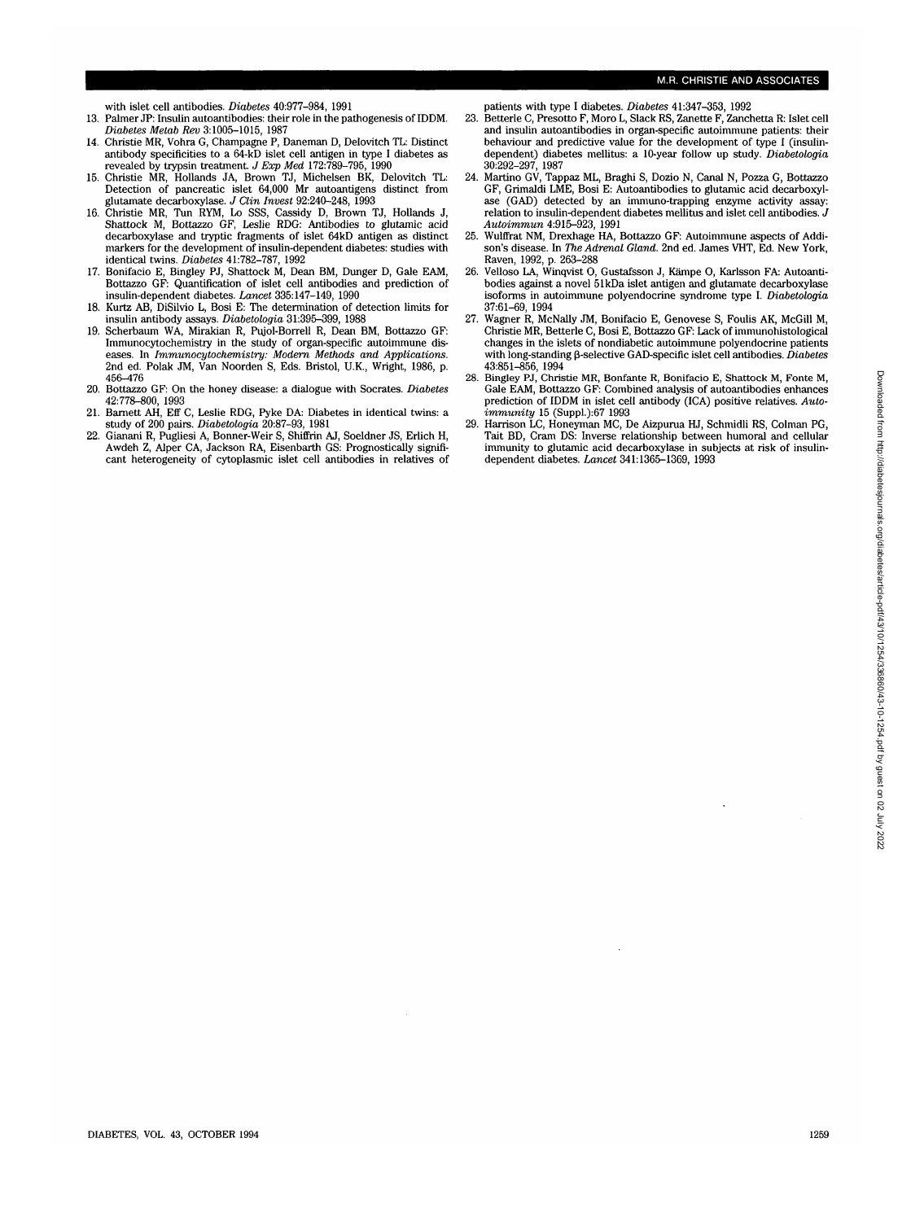with islet cell antibodies. *Diabetes* 40:977–984, 1991

13. Palmer JP: Insulin autoantibodies: their role in the pathogenesis of IDDM. *Diabetes Metab Rev* 3:1005–1015, 1987
14. Christie MR, Vohra G, Champagne P, Daneman D, Delovitch TL: Distinct antibody specificities to a 64-kD islet cell antigen in type I diabetes as revealed by trypsin treatment. *J Exp Med* 172:789–795, 1990
15. Christie MR, Hollands JA, Brown TJ, Michelsen BK, Delovitch TL: Detection of pancreatic islet 64,000 Mr autoantigens distinct from glutamate decarboxylase. *J Clin Invest* 92:240–248, 1993
16. Christie MR, Tun RYM, Lo SSS, Cassidy D, Brown TJ, Hollands J, Shattock M, Bottazzo GF, Leslie RDG: Antibodies to glutamic acid decarboxylase and tryptic fragments of islet 64kD antigen as distinct markers for the development of insulin-dependent diabetes: studies with identical twins. *Diabetes* 41:782–787, 1992
17. Bonifacio E, Bingley PJ, Shattock M, Dean BM, Dunger D, Gale EAM, Bottazzo GF: Quantification of islet cell antibodies and prediction of insulin-dependent diabetes. *Lancet* 335:147–149, 1990
18. Kurtz AB, DiSilvio L, Bosi E: The determination of detection limits for insulin antibody assays. *Diabetologia* 31:395–399, 1988
19. Scherbaum WA, Mirakian R, Pujol-Borrell R, Dean BM, Bottazzo GF: Immunocytochemistry in the study of organ-specific autoimmune diseases. In *Immunocytochemistry: Modern Methods and Applications.* 2nd ed. Polak JM, Van Noorden S, Eds. Bristol, U.K., Wright, 1986, p. 456–476
20. Bottazzo GF: On the honey disease: a dialogue with Socrates. *Diabetes* 42:778–800, 1993
21. Barnett AH, Eff C, Leslie RDG, Pyke DA: Diabetes in identical twins: a study of 200 pairs. *Diabetologia* 20:87–93, 1981
22. Gianani R, Pugliesi A, Bonner-Weir S, Shiffrin AJ, Soeldner JS, Erlich H, Awdeh Z, Alper CA, Jackson RA, Eisenbarth GS: Prognostically significant heterogeneity of cytoplasmic islet cell antibodies in relatives of patients with type I diabetes. *Diabetes* 41:347–353, 1992
23. Betterle C, Presotto F, Moro L, Slack RS, Zanette F, Zanchetta R: Islet cell and insulin autoantibodies in organ-specific autoimmune patients: their behaviour and predictive value for the development of type I (insulin-dependent) diabetes mellitus: a 10-year follow up study. *Diabetologia* 30:292–297, 1987
24. Martino GV, Tappaz ML, Braghi S, Dozio N, Canal N, Pozza G, Bottazzo GF, Grimaldi LME, Bosi E: Autoantibodies to glutamic acid decarboxylase (GAD) detected by an immuno-trapping enzyme activity assay: relation to insulin-dependent diabetes mellitus and islet cell antibodies. *J Autoimmun* 4:915–923, 1991
25. Wulffrat NM, Drexhage HA, Bottazzo GF: Autoimmune aspects of Addison's disease. In *The Adrenal Gland.* 2nd ed. James VHT, Ed. New York, Raven, 1992, p. 263–288
26. Velloso LA, Winqvist O, Gustafsson J, Kämpe O, Karlsson FA: Autoantibodies against a novel 51kDa islet antigen and glutamate decarboxylase isoforms in autoimmune polyendocrine syndrome type I. *Diabetologia* 37:61–69, 1994
27. Wagner R, McNally JM, Bonifacio E, Genovese S, Foulis AK, McGill M, Christie MR, Betterle C, Bosi E, Bottazzo GF: Lack of immunohistological changes in the islets of nondiabetic autoimmune polyendocrine patients with long-standing β-selective GAD-specific islet cell antibodies. *Diabetes* 43:851–856, 1994
28. Bingley PJ, Christie MR, Bonfante R, Bonifacio E, Shattock M, Fonte M, Gale EAM, Bottazzo GF: Combined analysis of autoantibodies enhances prediction of IDDM in islet cell antibody (ICA) positive relatives. *Autoimmunity* 15 (Suppl.):67 1993
29. Harrison LC, Honeyman MC, De Aizpurua HJ, Schmidli RS, Colman PG, Tait BD, Cram DS: Inverse relationship between humoral and cellular immunity to glutamic acid decarboxylase in subjects at risk of insulin-dependent diabetes. *Lancet* 341:1365–1369, 1993